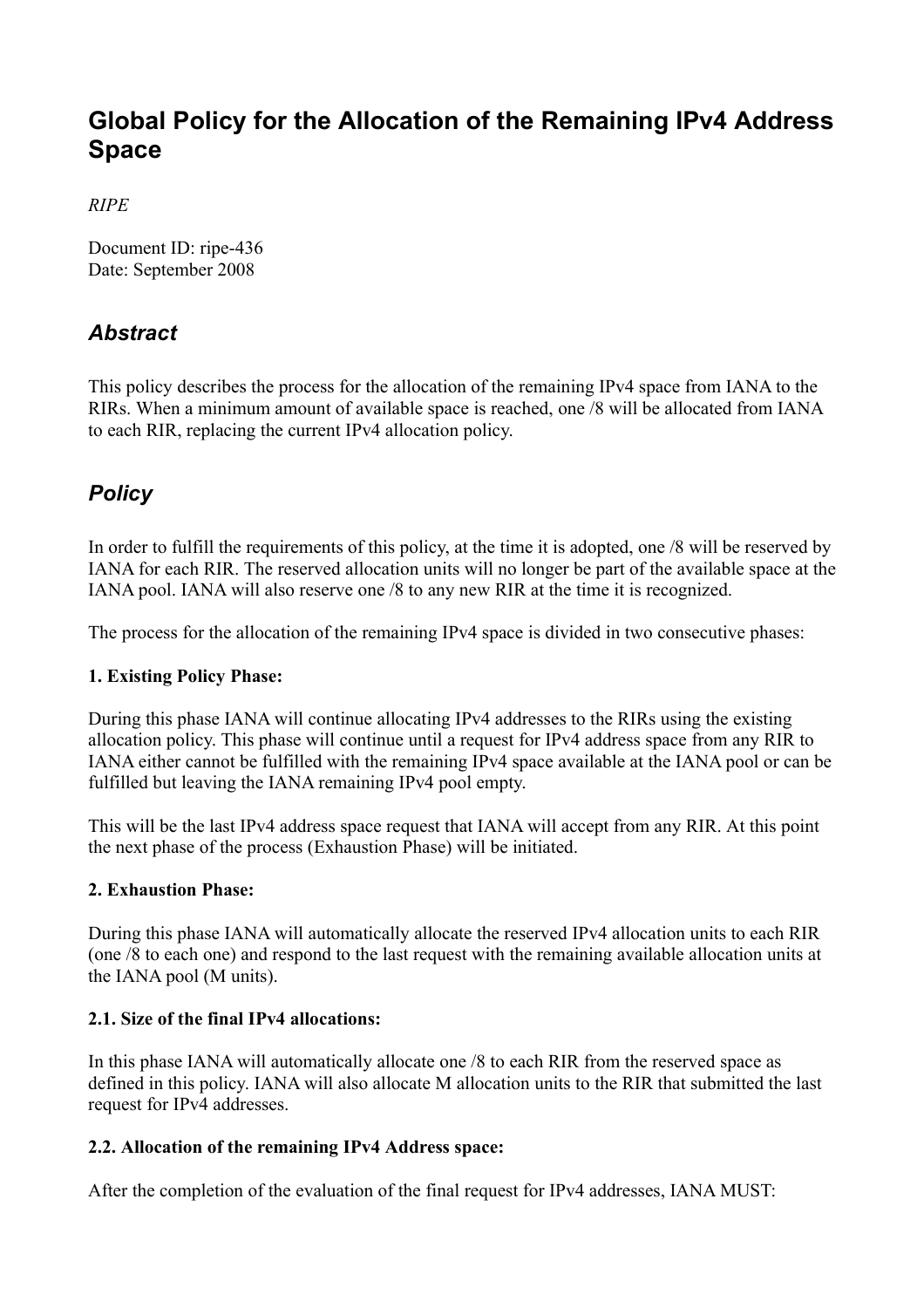# Global Policy for the Allocation of the Remaining IPv4 Address Space

*RIPE*

Document ID: ripe-436
Date: September 2008

## *Abstract*

This policy describes the process for the allocation of the remaining IPv4 space from IANA to the RIRs. When a minimum amount of available space is reached, one /8 will be allocated from IANA to each RIR, replacing the current IPv4 allocation policy.

## *Policy*

In order to fulfill the requirements of this policy, at the time it is adopted, one /8 will be reserved by IANA for each RIR. The reserved allocation units will no longer be part of the available space at the IANA pool. IANA will also reserve one /8 to any new RIR at the time it is recognized.

The process for the allocation of the remaining IPv4 space is divided in two consecutive phases:

**1. Existing Policy Phase:**

During this phase IANA will continue allocating IPv4 addresses to the RIRs using the existing allocation policy. This phase will continue until a request for IPv4 address space from any RIR to IANA either cannot be fulfilled with the remaining IPv4 space available at the IANA pool or can be fulfilled but leaving the IANA remaining IPv4 pool empty.

This will be the last IPv4 address space request that IANA will accept from any RIR. At this point the next phase of the process (Exhaustion Phase) will be initiated.

**2. Exhaustion Phase:**

During this phase IANA will automatically allocate the reserved IPv4 allocation units to each RIR (one /8 to each one) and respond to the last request with the remaining available allocation units at the IANA pool (M units).

**2.1. Size of the final IPv4 allocations:**

In this phase IANA will automatically allocate one /8 to each RIR from the reserved space as defined in this policy. IANA will also allocate M allocation units to the RIR that submitted the last request for IPv4 addresses.

**2.2. Allocation of the remaining IPv4 Address space:**

After the completion of the evaluation of the final request for IPv4 addresses, IANA MUST: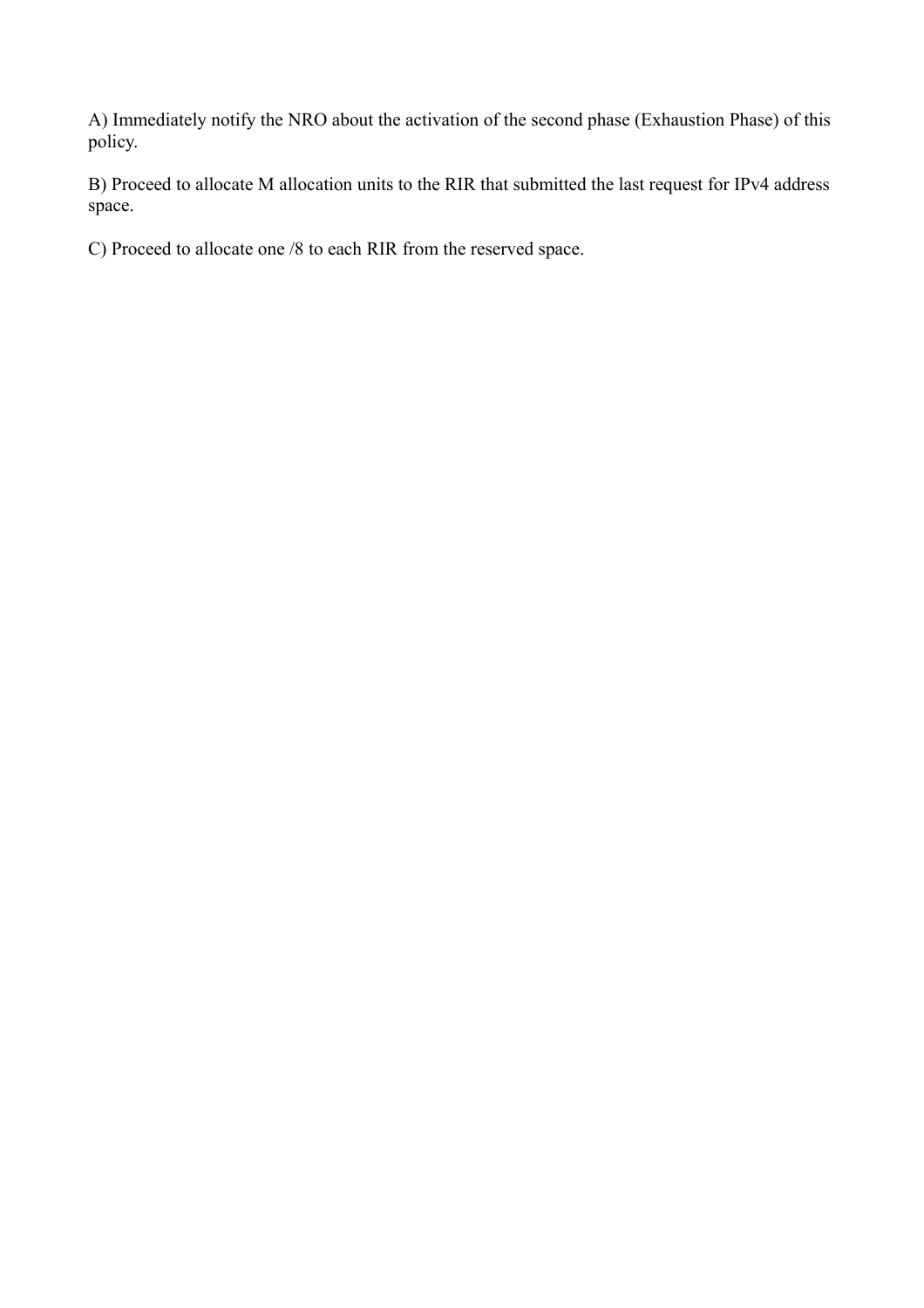A) Immediately notify the NRO about the activation of the second phase (Exhaustion Phase) of this policy.

B) Proceed to allocate M allocation units to the RIR that submitted the last request for IPv4 address space.

C) Proceed to allocate one /8 to each RIR from the reserved space.